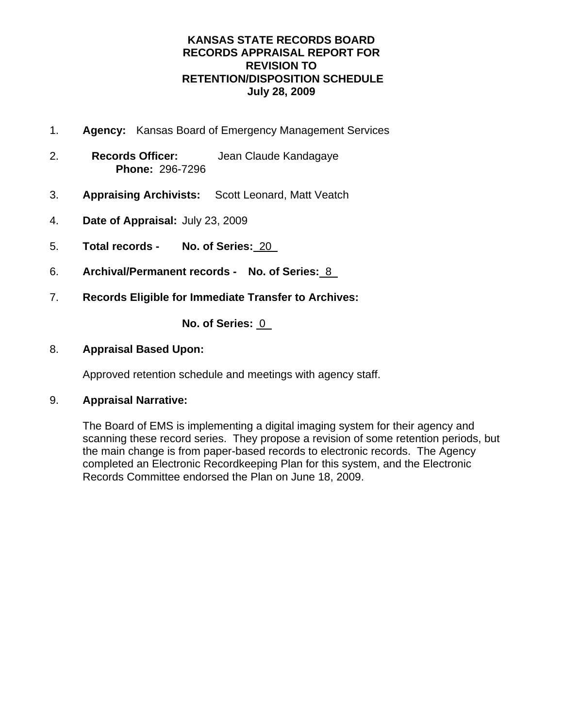# KANSAS STATE RECORDS BOARD
# RECORDS APPRAISAL REPORT FOR
# REVISION TO
# RETENTION/DISPOSITION SCHEDULE
# July 28, 2009

1. **Agency:** Kansas Board of Emergency Management Services

2. **Records Officer:** Jean Claude Kandagaye
   **Phone:** 296-7296

3. **Appraising Archivists:** Scott Leonard, Matt Veatch

4. **Date of Appraisal:** July 23, 2009

5. **Total records - No. of Series:** 20

6. **Archival/Permanent records - No. of Series:** 8

7. **Records Eligible for Immediate Transfer to Archives:**

   **No. of Series:** 0

8. **Appraisal Based Upon:**

   Approved retention schedule and meetings with agency staff.

9. **Appraisal Narrative:**

   The Board of EMS is implementing a digital imaging system for their agency and scanning these record series. They propose a revision of some retention periods, but the main change is from paper-based records to electronic records. The Agency completed an Electronic Recordkeeping Plan for this system, and the Electronic Records Committee endorsed the Plan on June 18, 2009.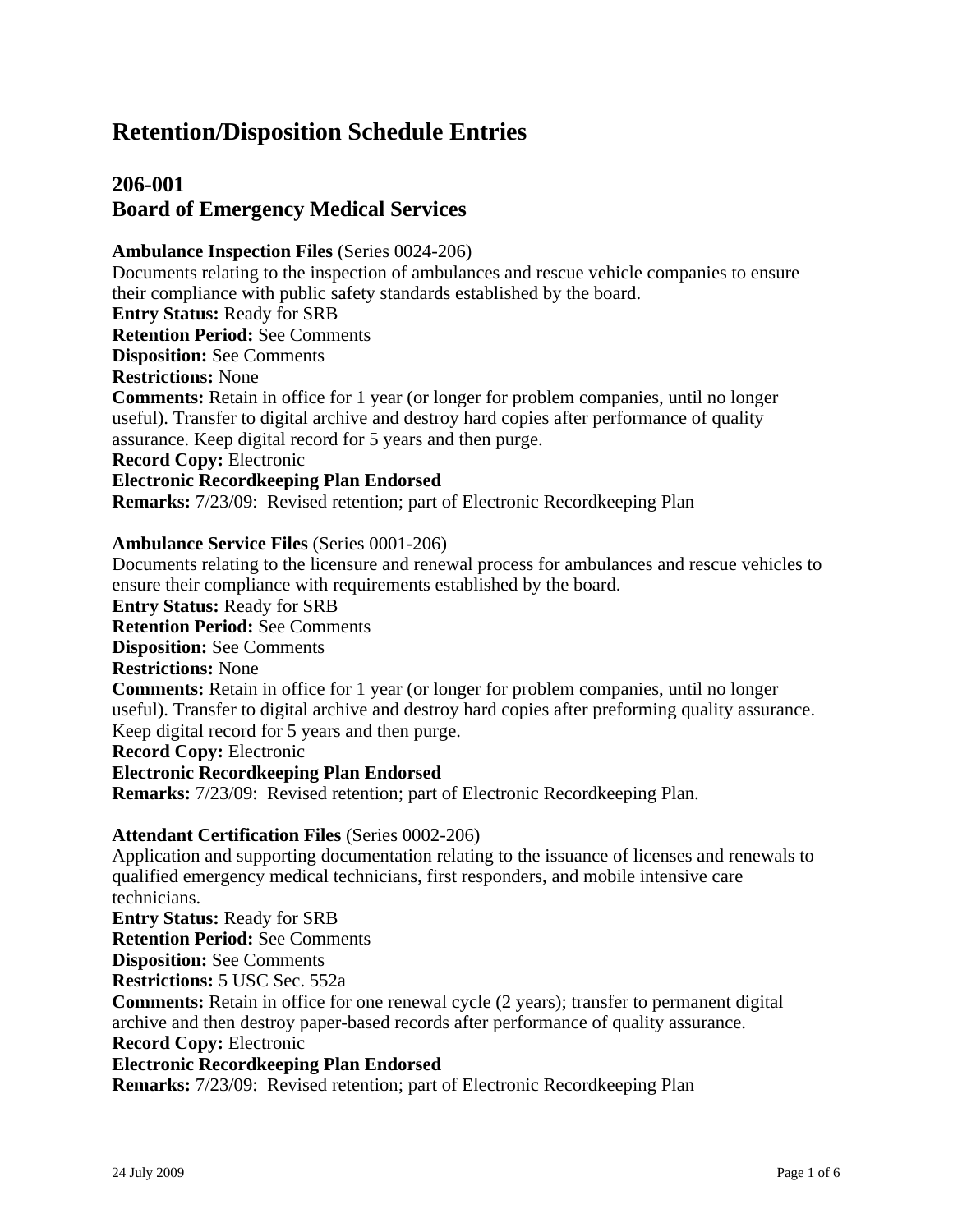# Retention/Disposition Schedule Entries

## 206-001
## Board of Emergency Medical Services

**Ambulance Inspection Files** (Series 0024-206)
Documents relating to the inspection of ambulances and rescue vehicle companies to ensure their compliance with public safety standards established by the board.
**Entry Status:** Ready for SRB
**Retention Period:** See Comments
**Disposition:** See Comments
**Restrictions:** None
**Comments:** Retain in office for 1 year (or longer for problem companies, until no longer useful). Transfer to digital archive and destroy hard copies after performance of quality assurance. Keep digital record for 5 years and then purge.
**Record Copy:** Electronic
**Electronic Recordkeeping Plan Endorsed**
**Remarks:** 7/23/09: Revised retention; part of Electronic Recordkeeping Plan

**Ambulance Service Files** (Series 0001-206)
Documents relating to the licensure and renewal process for ambulances and rescue vehicles to ensure their compliance with requirements established by the board.
**Entry Status:** Ready for SRB
**Retention Period:** See Comments
**Disposition:** See Comments
**Restrictions:** None
**Comments:** Retain in office for 1 year (or longer for problem companies, until no longer useful). Transfer to digital archive and destroy hard copies after preforming quality assurance. Keep digital record for 5 years and then purge.
**Record Copy:** Electronic
**Electronic Recordkeeping Plan Endorsed**
**Remarks:** 7/23/09: Revised retention; part of Electronic Recordkeeping Plan.

**Attendant Certification Files** (Series 0002-206)
Application and supporting documentation relating to the issuance of licenses and renewals to qualified emergency medical technicians, first responders, and mobile intensive care technicians.
**Entry Status:** Ready for SRB
**Retention Period:** See Comments
**Disposition:** See Comments
**Restrictions:** 5 USC Sec. 552a
**Comments:** Retain in office for one renewal cycle (2 years); transfer to permanent digital archive and then destroy paper-based records after performance of quality assurance.
**Record Copy:** Electronic
**Electronic Recordkeeping Plan Endorsed**
**Remarks:** 7/23/09: Revised retention; part of Electronic Recordkeeping Plan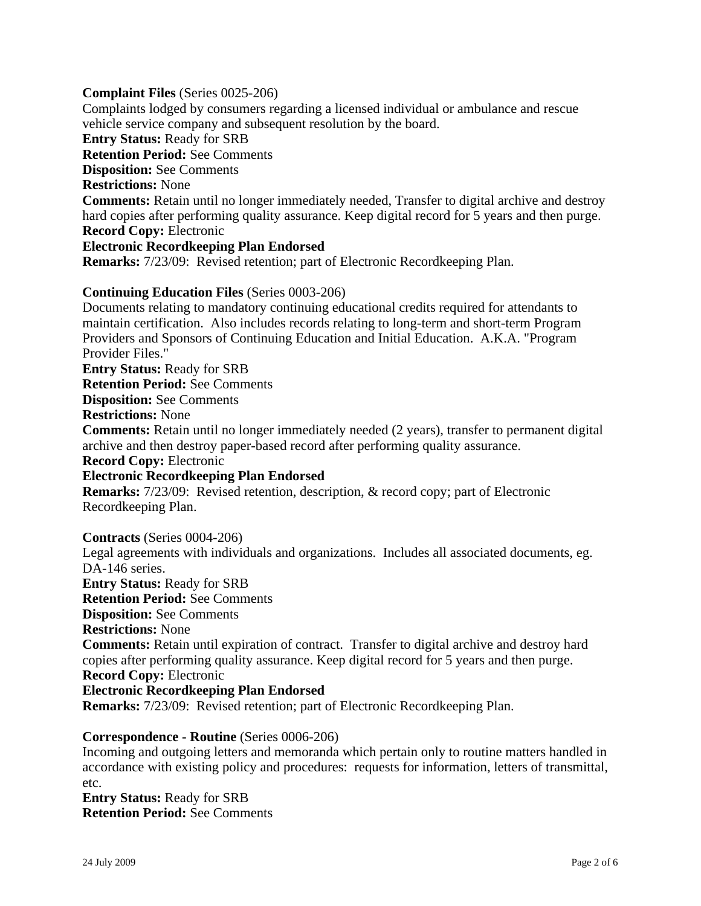**Complaint Files** (Series 0025-206)
Complaints lodged by consumers regarding a licensed individual or ambulance and rescue vehicle service company and subsequent resolution by the board.
**Entry Status:** Ready for SRB
**Retention Period:** See Comments
**Disposition:** See Comments
**Restrictions:** None
**Comments:** Retain until no longer immediately needed, Transfer to digital archive and destroy hard copies after performing quality assurance. Keep digital record for 5 years and then purge.
**Record Copy:** Electronic
**Electronic Recordkeeping Plan Endorsed**
**Remarks:** 7/23/09: Revised retention; part of Electronic Recordkeeping Plan.

**Continuing Education Files** (Series 0003-206)
Documents relating to mandatory continuing educational credits required for attendants to maintain certification. Also includes records relating to long-term and short-term Program Providers and Sponsors of Continuing Education and Initial Education. A.K.A. "Program Provider Files."
**Entry Status:** Ready for SRB
**Retention Period:** See Comments
**Disposition:** See Comments
**Restrictions:** None
**Comments:** Retain until no longer immediately needed (2 years), transfer to permanent digital archive and then destroy paper-based record after performing quality assurance.
**Record Copy:** Electronic
**Electronic Recordkeeping Plan Endorsed**
**Remarks:** 7/23/09: Revised retention, description, & record copy; part of Electronic Recordkeeping Plan.

**Contracts** (Series 0004-206)
Legal agreements with individuals and organizations. Includes all associated documents, eg. DA-146 series.
**Entry Status:** Ready for SRB
**Retention Period:** See Comments
**Disposition:** See Comments
**Restrictions:** None
**Comments:** Retain until expiration of contract. Transfer to digital archive and destroy hard copies after performing quality assurance. Keep digital record for 5 years and then purge.
**Record Copy:** Electronic
**Electronic Recordkeeping Plan Endorsed**
**Remarks:** 7/23/09: Revised retention; part of Electronic Recordkeeping Plan.

**Correspondence - Routine** (Series 0006-206)
Incoming and outgoing letters and memoranda which pertain only to routine matters handled in accordance with existing policy and procedures: requests for information, letters of transmittal, etc.
**Entry Status:** Ready for SRB
**Retention Period:** See Comments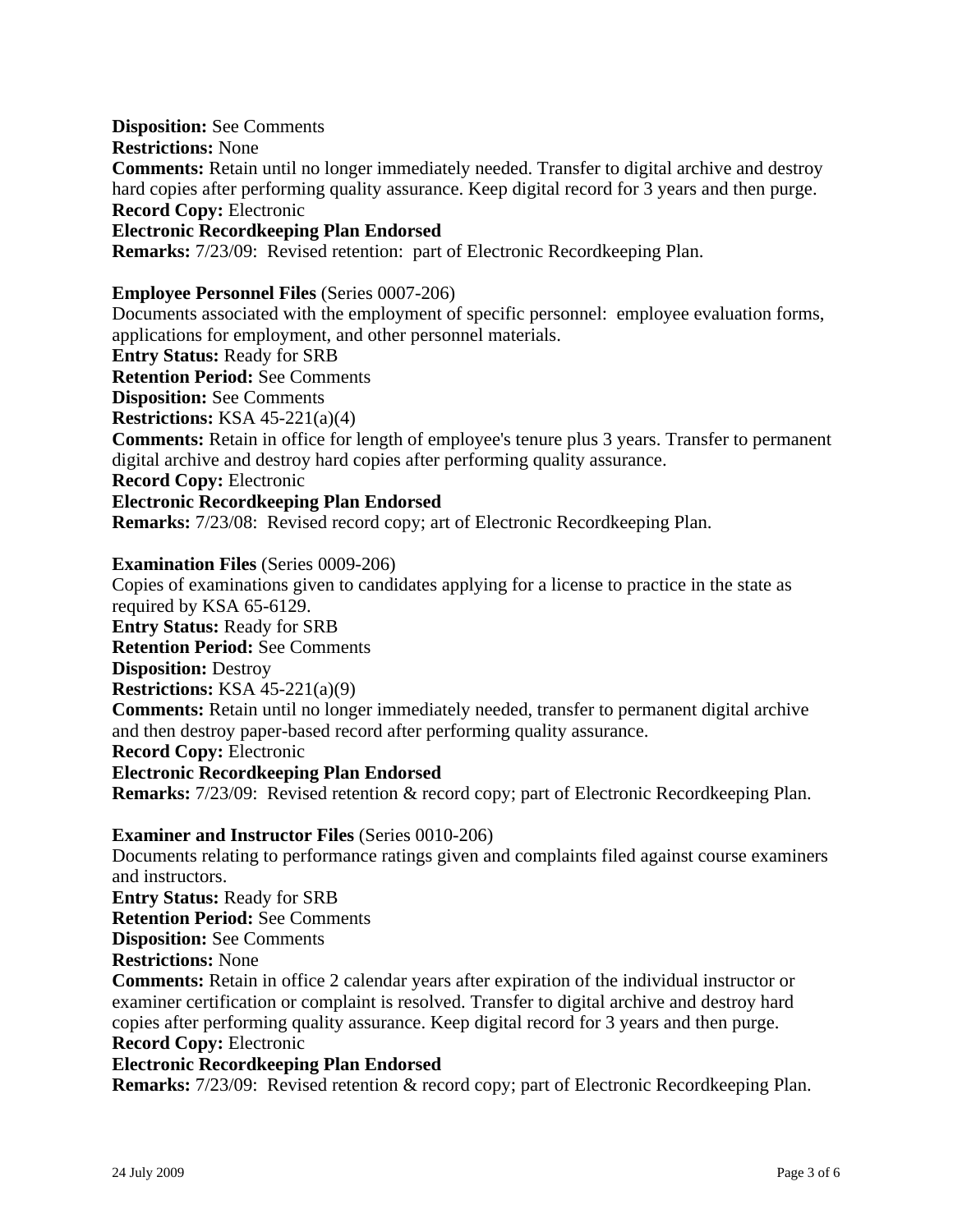**Disposition:** See Comments
**Restrictions:** None
**Comments:** Retain until no longer immediately needed. Transfer to digital archive and destroy hard copies after performing quality assurance. Keep digital record for 3 years and then purge.
**Record Copy:** Electronic
**Electronic Recordkeeping Plan Endorsed**
**Remarks:** 7/23/09: Revised retention: part of Electronic Recordkeeping Plan.

**Employee Personnel Files** (Series 0007-206)
Documents associated with the employment of specific personnel: employee evaluation forms, applications for employment, and other personnel materials.
**Entry Status:** Ready for SRB
**Retention Period:** See Comments
**Disposition:** See Comments
**Restrictions:** KSA 45-221(a)(4)
**Comments:** Retain in office for length of employee's tenure plus 3 years. Transfer to permanent digital archive and destroy hard copies after performing quality assurance.
**Record Copy:** Electronic
**Electronic Recordkeeping Plan Endorsed**
**Remarks:** 7/23/08: Revised record copy; art of Electronic Recordkeeping Plan.

**Examination Files** (Series 0009-206)
Copies of examinations given to candidates applying for a license to practice in the state as required by KSA 65-6129.
**Entry Status:** Ready for SRB
**Retention Period:** See Comments
**Disposition:** Destroy
**Restrictions:** KSA 45-221(a)(9)
**Comments:** Retain until no longer immediately needed, transfer to permanent digital archive and then destroy paper-based record after performing quality assurance.
**Record Copy:** Electronic
**Electronic Recordkeeping Plan Endorsed**
**Remarks:** 7/23/09: Revised retention & record copy; part of Electronic Recordkeeping Plan.

**Examiner and Instructor Files** (Series 0010-206)
Documents relating to performance ratings given and complaints filed against course examiners and instructors.
**Entry Status:** Ready for SRB
**Retention Period:** See Comments
**Disposition:** See Comments
**Restrictions:** None
**Comments:** Retain in office 2 calendar years after expiration of the individual instructor or examiner certification or complaint is resolved. Transfer to digital archive and destroy hard copies after performing quality assurance. Keep digital record for 3 years and then purge.
**Record Copy:** Electronic
**Electronic Recordkeeping Plan Endorsed**
**Remarks:** 7/23/09: Revised retention & record copy; part of Electronic Recordkeeping Plan.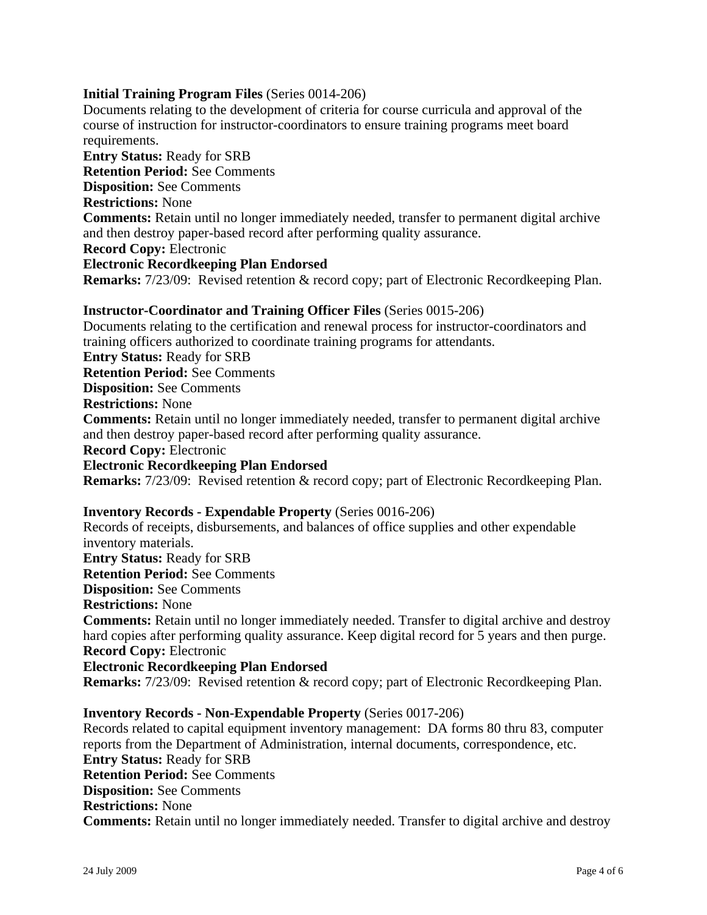**Initial Training Program Files** (Series 0014-206)
Documents relating to the development of criteria for course curricula and approval of the course of instruction for instructor-coordinators to ensure training programs meet board requirements.
**Entry Status:** Ready for SRB
**Retention Period:** See Comments
**Disposition:** See Comments
**Restrictions:** None
**Comments:** Retain until no longer immediately needed, transfer to permanent digital archive and then destroy paper-based record after performing quality assurance.
**Record Copy:** Electronic
**Electronic Recordkeeping Plan Endorsed**
**Remarks:** 7/23/09: Revised retention & record copy; part of Electronic Recordkeeping Plan.

**Instructor-Coordinator and Training Officer Files** (Series 0015-206)
Documents relating to the certification and renewal process for instructor-coordinators and training officers authorized to coordinate training programs for attendants.
**Entry Status:** Ready for SRB
**Retention Period:** See Comments
**Disposition:** See Comments
**Restrictions:** None
**Comments:** Retain until no longer immediately needed, transfer to permanent digital archive and then destroy paper-based record after performing quality assurance.
**Record Copy:** Electronic
**Electronic Recordkeeping Plan Endorsed**
**Remarks:** 7/23/09: Revised retention & record copy; part of Electronic Recordkeeping Plan.

**Inventory Records - Expendable Property** (Series 0016-206)
Records of receipts, disbursements, and balances of office supplies and other expendable inventory materials.
**Entry Status:** Ready for SRB
**Retention Period:** See Comments
**Disposition:** See Comments
**Restrictions:** None
**Comments:** Retain until no longer immediately needed. Transfer to digital archive and destroy hard copies after performing quality assurance. Keep digital record for 5 years and then purge.
**Record Copy:** Electronic
**Electronic Recordkeeping Plan Endorsed**
**Remarks:** 7/23/09: Revised retention & record copy; part of Electronic Recordkeeping Plan.

**Inventory Records - Non-Expendable Property** (Series 0017-206)
Records related to capital equipment inventory management: DA forms 80 thru 83, computer reports from the Department of Administration, internal documents, correspondence, etc.
**Entry Status:** Ready for SRB
**Retention Period:** See Comments
**Disposition:** See Comments
**Restrictions:** None
**Comments:** Retain until no longer immediately needed. Transfer to digital archive and destroy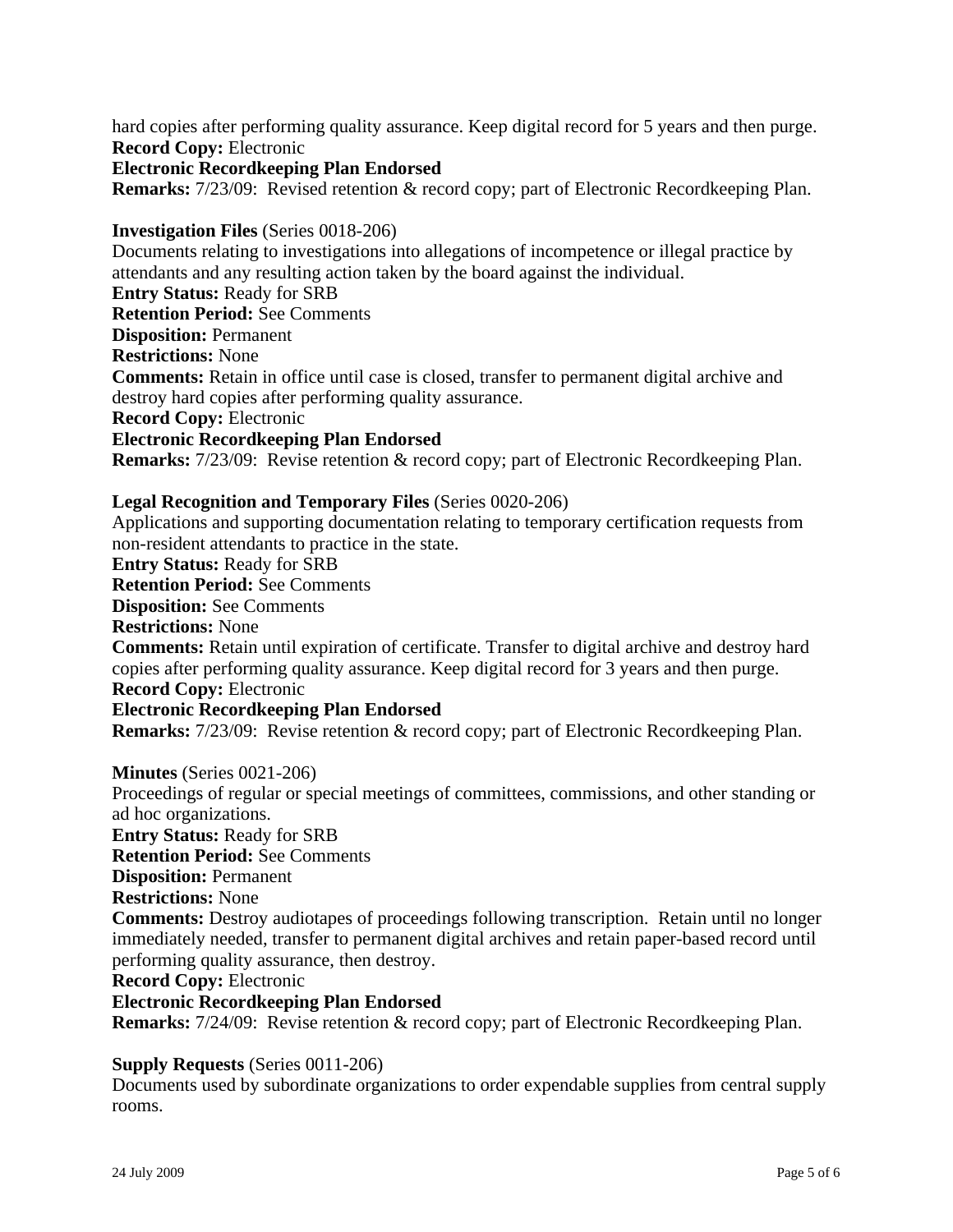hard copies after performing quality assurance. Keep digital record for 5 years and then purge.
**Record Copy:** Electronic
**Electronic Recordkeeping Plan Endorsed**
**Remarks:** 7/23/09: Revised retention & record copy; part of Electronic Recordkeeping Plan.

**Investigation Files** (Series 0018-206)
Documents relating to investigations into allegations of incompetence or illegal practice by attendants and any resulting action taken by the board against the individual.
**Entry Status:** Ready for SRB
**Retention Period:** See Comments
**Disposition:** Permanent
**Restrictions:** None
**Comments:** Retain in office until case is closed, transfer to permanent digital archive and destroy hard copies after performing quality assurance.
**Record Copy:** Electronic
**Electronic Recordkeeping Plan Endorsed**
**Remarks:** 7/23/09: Revise retention & record copy; part of Electronic Recordkeeping Plan.

**Legal Recognition and Temporary Files** (Series 0020-206)
Applications and supporting documentation relating to temporary certification requests from non-resident attendants to practice in the state.
**Entry Status:** Ready for SRB
**Retention Period:** See Comments
**Disposition:** See Comments
**Restrictions:** None
**Comments:** Retain until expiration of certificate. Transfer to digital archive and destroy hard copies after performing quality assurance. Keep digital record for 3 years and then purge.
**Record Copy:** Electronic
**Electronic Recordkeeping Plan Endorsed**
**Remarks:** 7/23/09: Revise retention & record copy; part of Electronic Recordkeeping Plan.

**Minutes** (Series 0021-206)
Proceedings of regular or special meetings of committees, commissions, and other standing or ad hoc organizations.
**Entry Status:** Ready for SRB
**Retention Period:** See Comments
**Disposition:** Permanent
**Restrictions:** None
**Comments:** Destroy audiotapes of proceedings following transcription. Retain until no longer immediately needed, transfer to permanent digital archives and retain paper-based record until performing quality assurance, then destroy.
**Record Copy:** Electronic
**Electronic Recordkeeping Plan Endorsed**
**Remarks:** 7/24/09: Revise retention & record copy; part of Electronic Recordkeeping Plan.

**Supply Requests** (Series 0011-206)
Documents used by subordinate organizations to order expendable supplies from central supply rooms.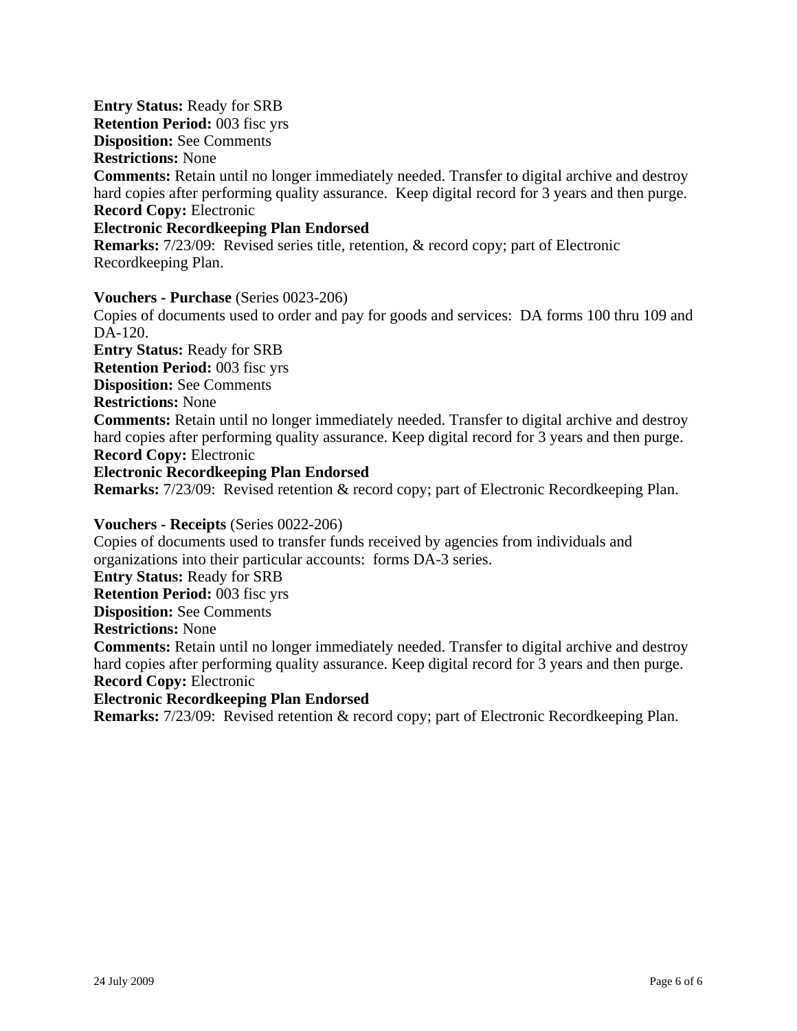**Entry Status:** Ready for SRB
**Retention Period:** 003 fisc yrs
**Disposition:** See Comments
**Restrictions:** None
**Comments:** Retain until no longer immediately needed. Transfer to digital archive and destroy hard copies after performing quality assurance. Keep digital record for 3 years and then purge.
**Record Copy:** Electronic
**Electronic Recordkeeping Plan Endorsed**
**Remarks:** 7/23/09: Revised series title, retention, & record copy; part of Electronic Recordkeeping Plan.

**Vouchers - Purchase** (Series 0023-206)
Copies of documents used to order and pay for goods and services: DA forms 100 thru 109 and DA-120.
**Entry Status:** Ready for SRB
**Retention Period:** 003 fisc yrs
**Disposition:** See Comments
**Restrictions:** None
**Comments:** Retain until no longer immediately needed. Transfer to digital archive and destroy hard copies after performing quality assurance. Keep digital record for 3 years and then purge.
**Record Copy:** Electronic
**Electronic Recordkeeping Plan Endorsed**
**Remarks:** 7/23/09: Revised retention & record copy; part of Electronic Recordkeeping Plan.

**Vouchers - Receipts** (Series 0022-206)
Copies of documents used to transfer funds received by agencies from individuals and organizations into their particular accounts: forms DA-3 series.
**Entry Status:** Ready for SRB
**Retention Period:** 003 fisc yrs
**Disposition:** See Comments
**Restrictions:** None
**Comments:** Retain until no longer immediately needed. Transfer to digital archive and destroy hard copies after performing quality assurance. Keep digital record for 3 years and then purge.
**Record Copy:** Electronic
**Electronic Recordkeeping Plan Endorsed**
**Remarks:** 7/23/09: Revised retention & record copy; part of Electronic Recordkeeping Plan.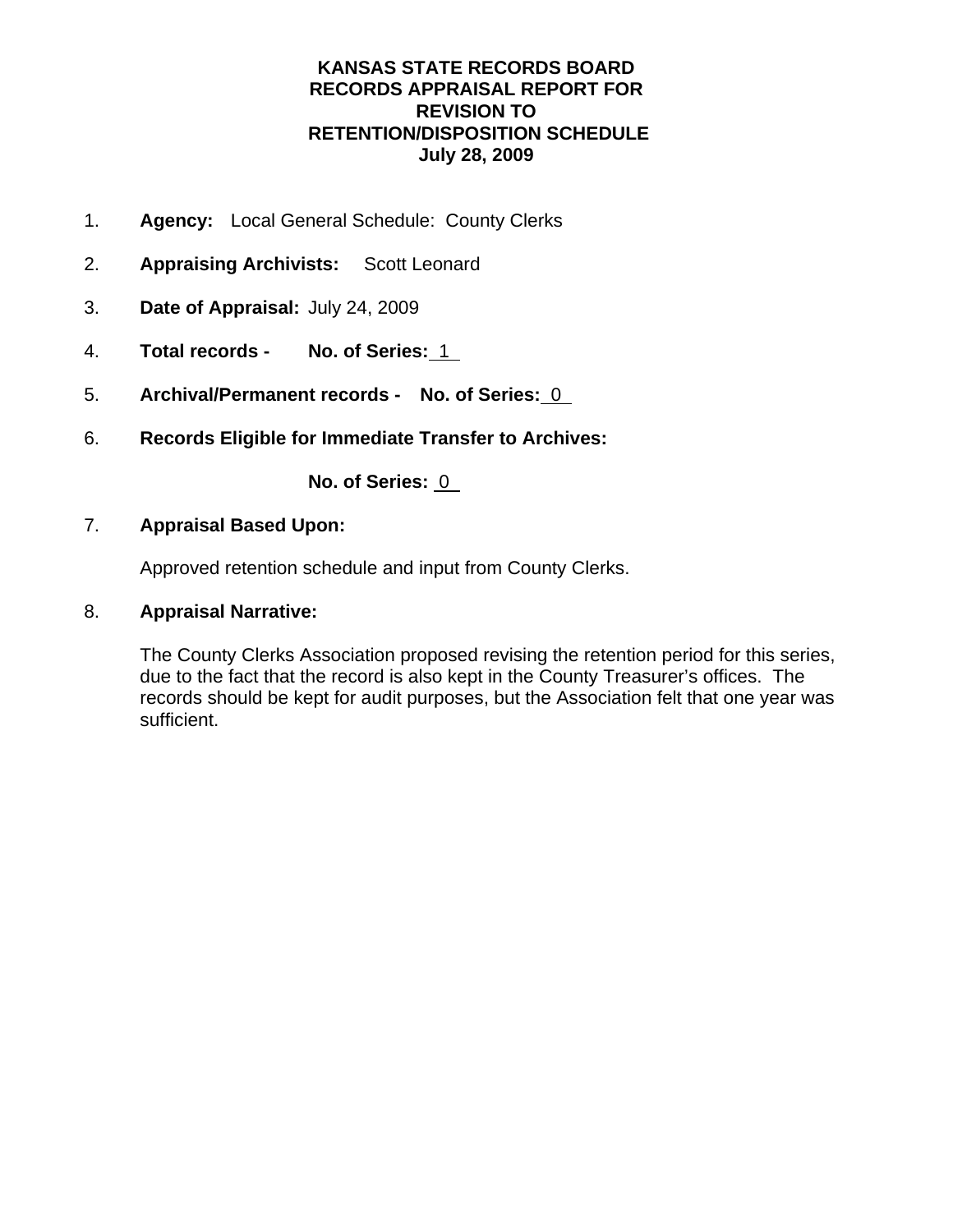# KANSAS STATE RECORDS BOARD
# RECORDS APPRAISAL REPORT FOR
# REVISION TO
# RETENTION/DISPOSITION SCHEDULE
# July 28, 2009

1. **Agency:** Local General Schedule: County Clerks

2. **Appraising Archivists:** Scott Leonard

3. **Date of Appraisal:** July 24, 2009

4. **Total records - No. of Series:** 1

5. **Archival/Permanent records - No. of Series:** 0

6. **Records Eligible for Immediate Transfer to Archives:**

   **No. of Series:** 0

7. **Appraisal Based Upon:**

   Approved retention schedule and input from County Clerks.

8. **Appraisal Narrative:**

   The County Clerks Association proposed revising the retention period for this series, due to the fact that the record is also kept in the County Treasurer's offices. The records should be kept for audit purposes, but the Association felt that one year was sufficient.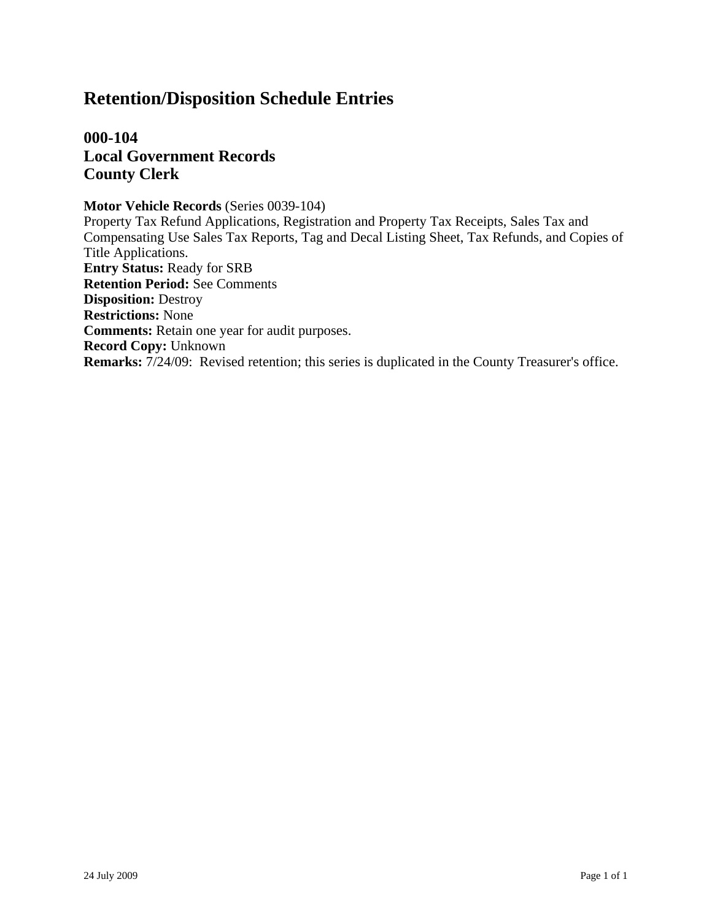# Retention/Disposition Schedule Entries

## 000-104
## Local Government Records
## County Clerk

**Motor Vehicle Records** (Series 0039-104)
Property Tax Refund Applications, Registration and Property Tax Receipts, Sales Tax and Compensating Use Sales Tax Reports, Tag and Decal Listing Sheet, Tax Refunds, and Copies of Title Applications.
**Entry Status:** Ready for SRB
**Retention Period:** See Comments
**Disposition:** Destroy
**Restrictions:** None
**Comments:** Retain one year for audit purposes.
**Record Copy:** Unknown
**Remarks:** 7/24/09: Revised retention; this series is duplicated in the County Treasurer's office.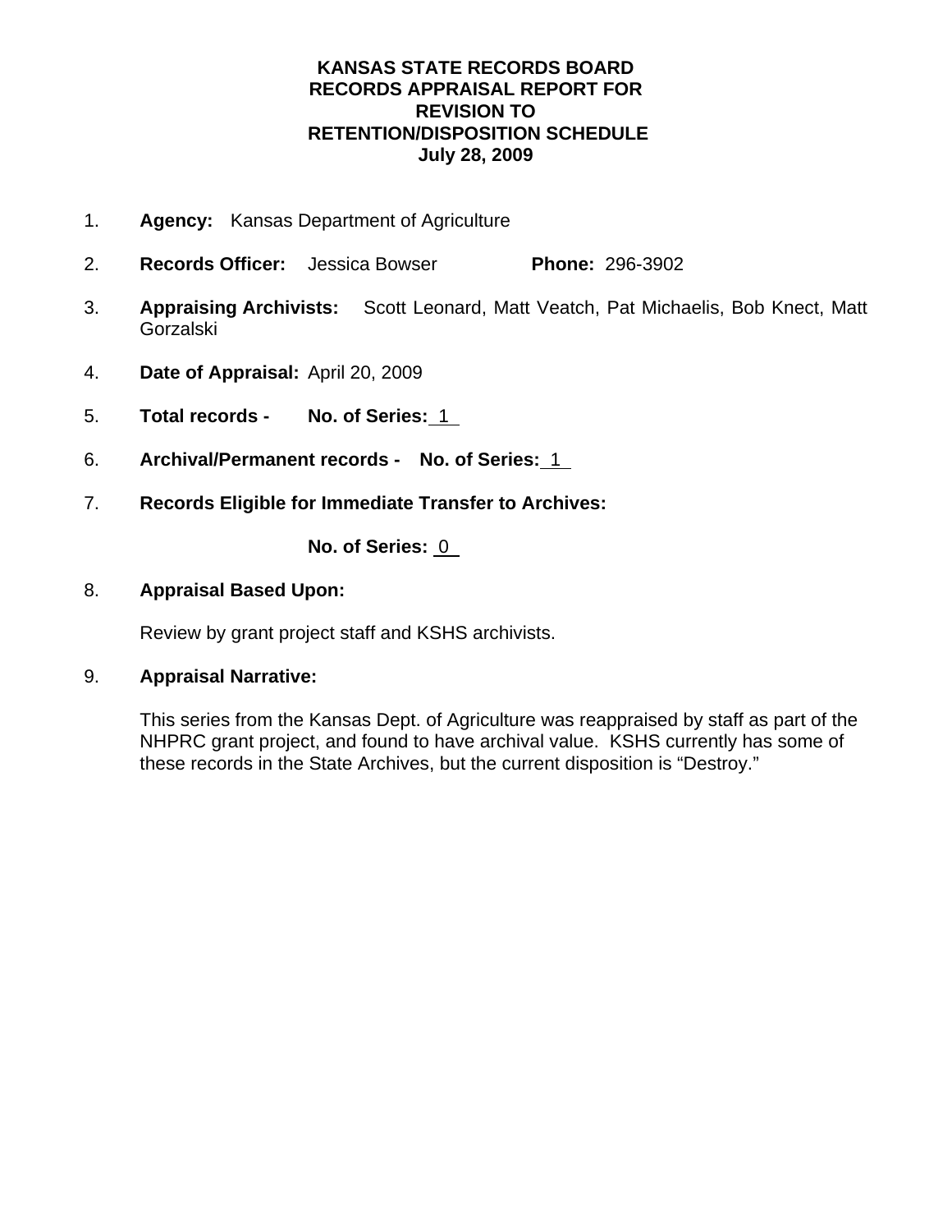**KANSAS STATE RECORDS BOARD**
**RECORDS APPRAISAL REPORT FOR**
**REVISION TO**
**RETENTION/DISPOSITION SCHEDULE**
**July 28, 2009**

1. **Agency:** Kansas Department of Agriculture

2. **Records Officer:** Jessica Bowser **Phone:** 296-3902

3. **Appraising Archivists:** Scott Leonard, Matt Veatch, Pat Michaelis, Bob Knect, Matt Gorzalski

4. **Date of Appraisal:** April 20, 2009

5. **Total records - No. of Series:** 1

6. **Archival/Permanent records - No. of Series:** 1

7. **Records Eligible for Immediate Transfer to Archives:**

   **No. of Series:** 0

8. **Appraisal Based Upon:**

   Review by grant project staff and KSHS archivists.

9. **Appraisal Narrative:**

   This series from the Kansas Dept. of Agriculture was reappraised by staff as part of the NHPRC grant project, and found to have archival value. KSHS currently has some of these records in the State Archives, but the current disposition is "Destroy."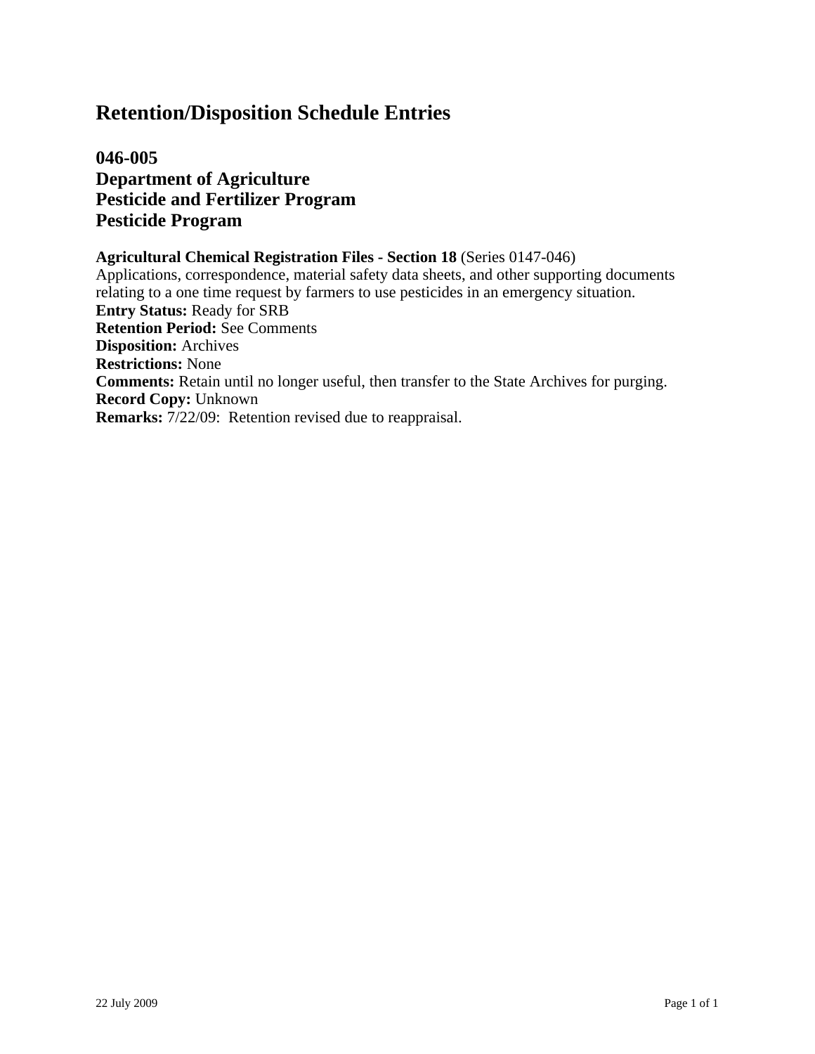# Retention/Disposition Schedule Entries

## 046-005
## Department of Agriculture
## Pesticide and Fertilizer Program
## Pesticide Program

**Agricultural Chemical Registration Files - Section 18** (Series 0147-046)
Applications, correspondence, material safety data sheets, and other supporting documents relating to a one time request by farmers to use pesticides in an emergency situation.
**Entry Status:** Ready for SRB
**Retention Period:** See Comments
**Disposition:** Archives
**Restrictions:** None
**Comments:** Retain until no longer useful, then transfer to the State Archives for purging.
**Record Copy:** Unknown
**Remarks:** 7/22/09: Retention revised due to reappraisal.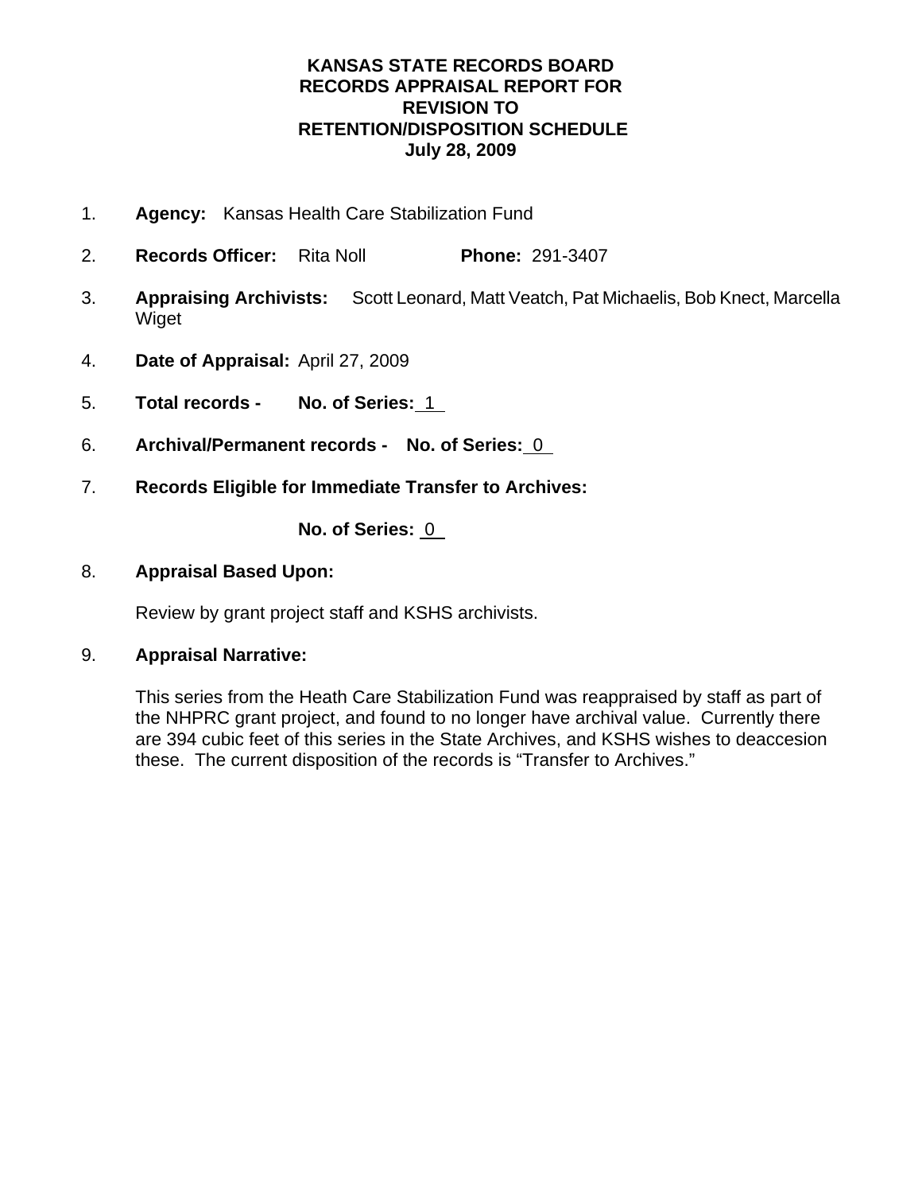**KANSAS STATE RECORDS BOARD**
**RECORDS APPRAISAL REPORT FOR**
**REVISION TO**
**RETENTION/DISPOSITION SCHEDULE**
**July 28, 2009**

1. **Agency:** Kansas Health Care Stabilization Fund

2. **Records Officer:** Rita Noll **Phone:** 291-3407

3. **Appraising Archivists:** Scott Leonard, Matt Veatch, Pat Michaelis, Bob Knect, Marcella Wiget

4. **Date of Appraisal:** April 27, 2009

5. **Total records - No. of Series:** 1

6. **Archival/Permanent records - No. of Series:** 0

7. **Records Eligible for Immediate Transfer to Archives:**

   **No. of Series:** 0

8. **Appraisal Based Upon:**

   Review by grant project staff and KSHS archivists.

9. **Appraisal Narrative:**

   This series from the Heath Care Stabilization Fund was reappraised by staff as part of the NHPRC grant project, and found to no longer have archival value. Currently there are 394 cubic feet of this series in the State Archives, and KSHS wishes to deaccesion these. The current disposition of the records is "Transfer to Archives."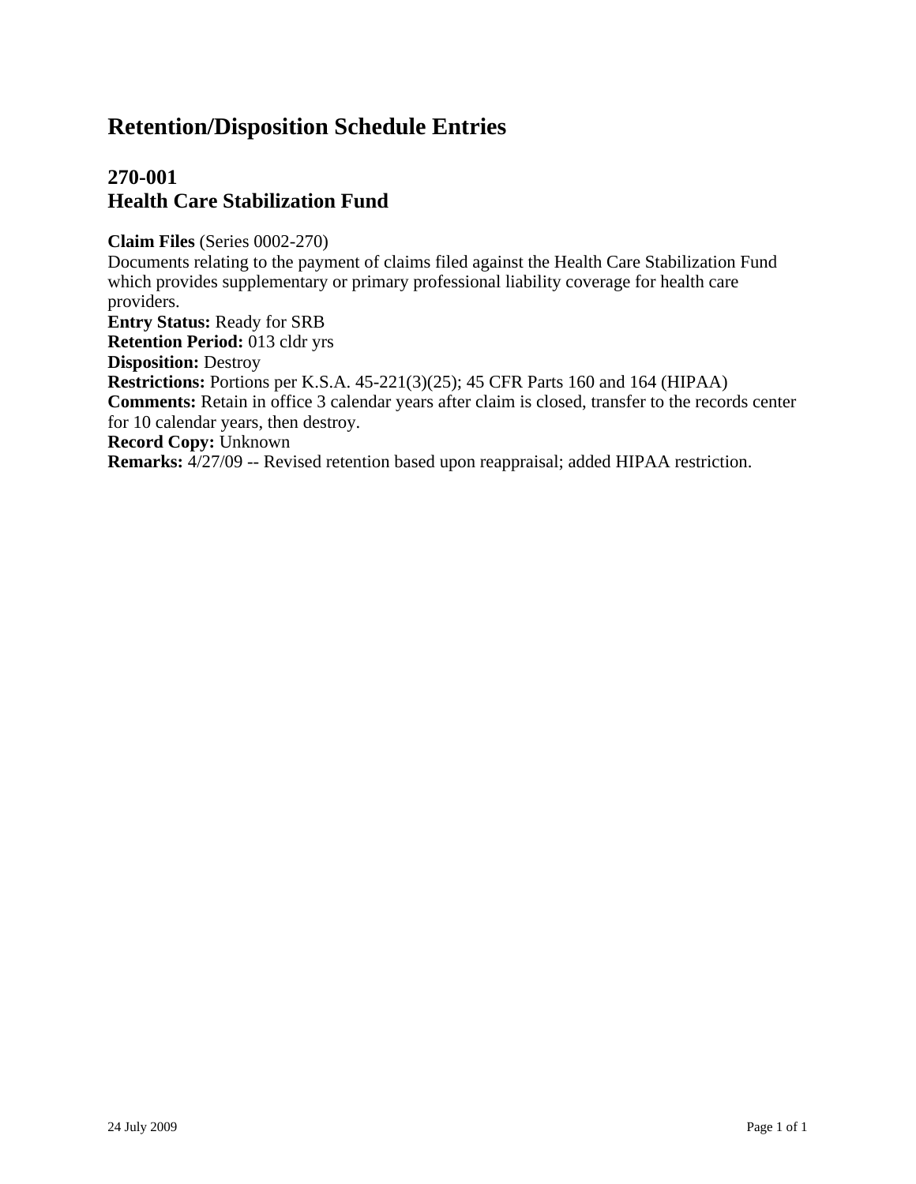# Retention/Disposition Schedule Entries

## 270-001
## Health Care Stabilization Fund

**Claim Files** (Series 0002-270)
Documents relating to the payment of claims filed against the Health Care Stabilization Fund which provides supplementary or primary professional liability coverage for health care providers.
**Entry Status:** Ready for SRB
**Retention Period:** 013 cldr yrs
**Disposition:** Destroy
**Restrictions:** Portions per K.S.A. 45-221(3)(25); 45 CFR Parts 160 and 164 (HIPAA)
**Comments:** Retain in office 3 calendar years after claim is closed, transfer to the records center for 10 calendar years, then destroy.
**Record Copy:** Unknown
**Remarks:** 4/27/09 -- Revised retention based upon reappraisal; added HIPAA restriction.

24 July 2009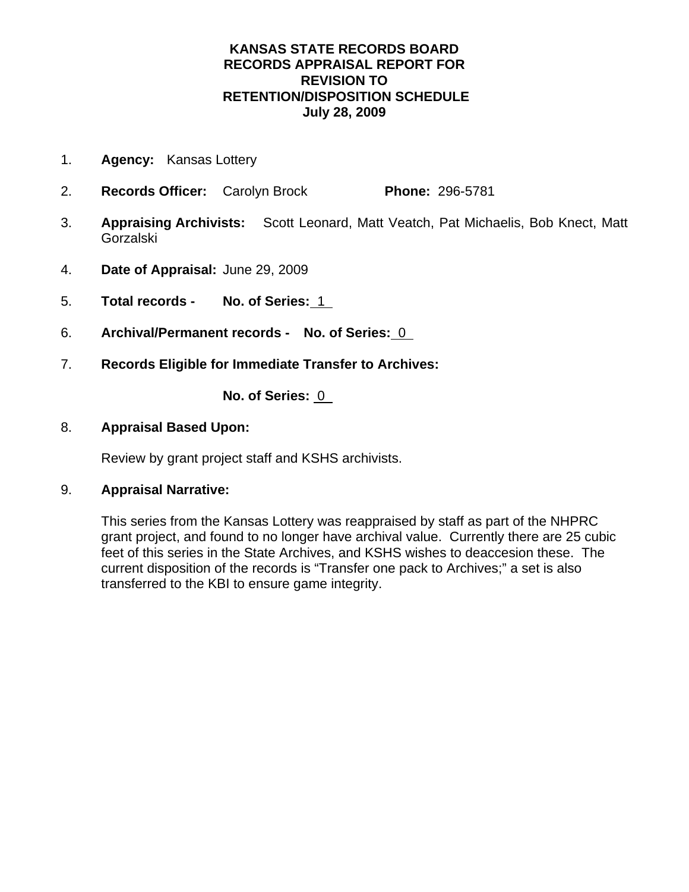# KANSAS STATE RECORDS BOARD
# RECORDS APPRAISAL REPORT FOR
# REVISION TO
# RETENTION/DISPOSITION SCHEDULE
# July 28, 2009

1. **Agency:** Kansas Lottery

2. **Records Officer:** Carolyn Brock **Phone:** 296-5781

3. **Appraising Archivists:** Scott Leonard, Matt Veatch, Pat Michaelis, Bob Knect, Matt Gorzalski

4. **Date of Appraisal:** June 29, 2009

5. **Total records - No. of Series:** 1

6. **Archival/Permanent records - No. of Series:** 0

7. **Records Eligible for Immediate Transfer to Archives:**

   **No. of Series:** 0

8. **Appraisal Based Upon:**

   Review by grant project staff and KSHS archivists.

9. **Appraisal Narrative:**

   This series from the Kansas Lottery was reappraised by staff as part of the NHPRC grant project, and found to no longer have archival value. Currently there are 25 cubic feet of this series in the State Archives, and KSHS wishes to deaccesion these. The current disposition of the records is "Transfer one pack to Archives;" a set is also transferred to the KBI to ensure game integrity.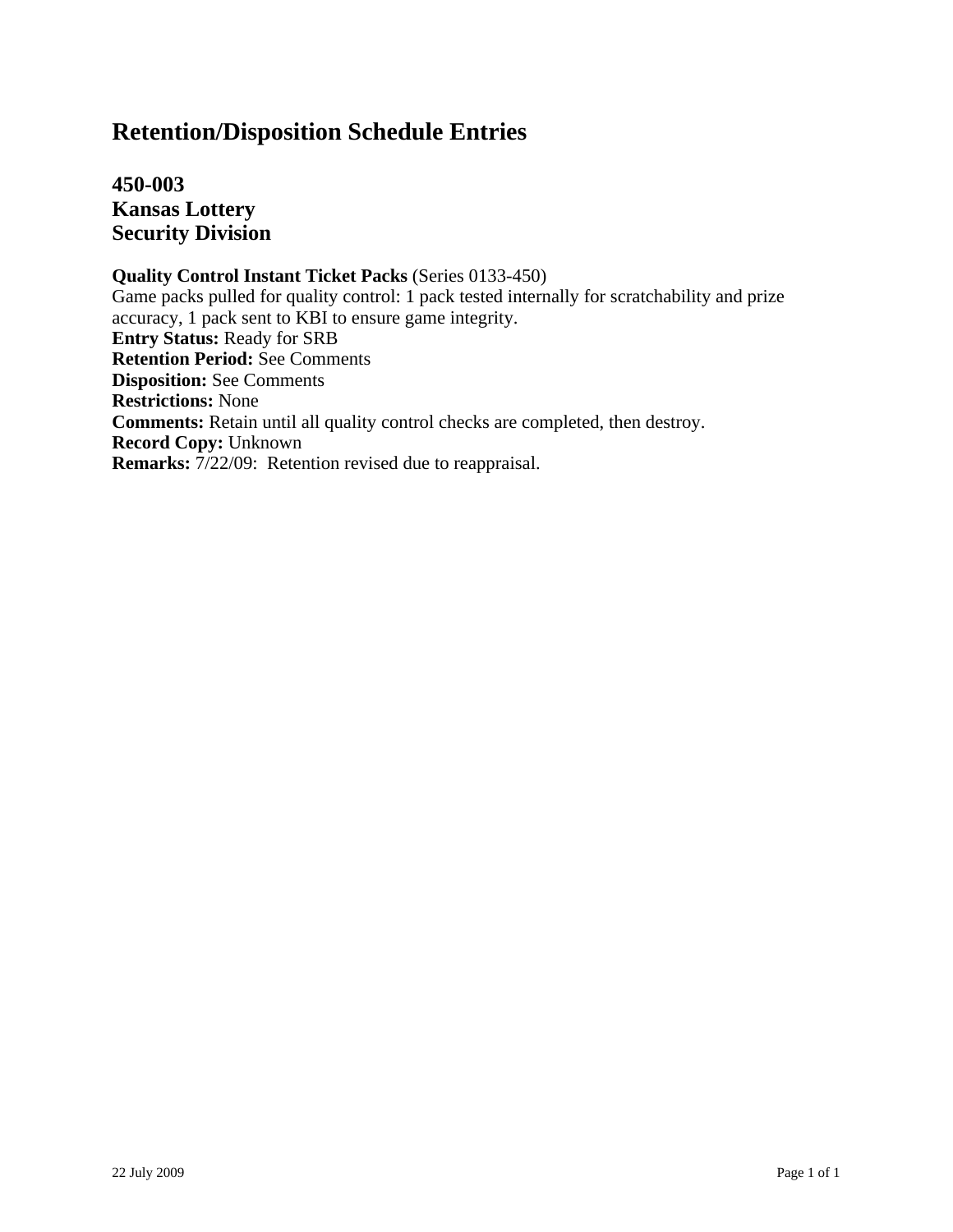# Retention/Disposition Schedule Entries

## 450-003
## Kansas Lottery
## Security Division

**Quality Control Instant Ticket Packs** (Series 0133-450)
Game packs pulled for quality control: 1 pack tested internally for scratchability and prize accuracy, 1 pack sent to KBI to ensure game integrity.
**Entry Status:** Ready for SRB
**Retention Period:** See Comments
**Disposition:** See Comments
**Restrictions:** None
**Comments:** Retain until all quality control checks are completed, then destroy.
**Record Copy:** Unknown
**Remarks:** 7/22/09: Retention revised due to reappraisal.